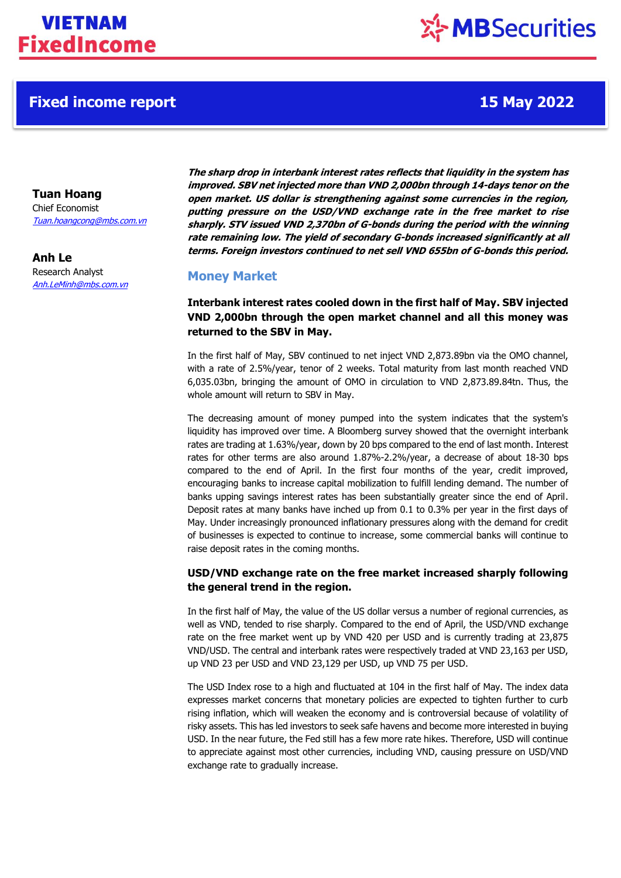# Fixed income report

**15 May 2022**

**Tuan Hoang**
Chief Economist
*Tuan.hoangcong@mbs.com.vn*

**Anh Le**
Research Analyst
*Anh.LeMinh@mbs.com.vn*

***The sharp drop in interbank interest rates reflects that liquidity in the system has improved. SBV net injected more than VND 2,000bn through 14-days tenor on the open market. US dollar is strengthening against some currencies in the region, putting pressure on the USD/VND exchange rate in the free market to rise sharply. STV issued VND 2,370bn of G-bonds during the period with the winning rate remaining low. The yield of secondary G-bonds increased significantly at all terms. Foreign investors continued to net sell VND 655bn of G-bonds this period.***

## Money Market

### Interbank interest rates cooled down in the first half of May. SBV injected VND 2,000bn through the open market channel and all this money was returned to the SBV in May.

In the first half of May, SBV continued to net inject VND 2,873.89bn via the OMO channel, with a rate of 2.5%/year, tenor of 2 weeks. Total maturity from last month reached VND 6,035.03bn, bringing the amount of OMO in circulation to VND 2,873.89.84tn. Thus, the whole amount will return to SBV in May.

The decreasing amount of money pumped into the system indicates that the system's liquidity has improved over time. A Bloomberg survey showed that the overnight interbank rates are trading at 1.63%/year, down by 20 bps compared to the end of last month. Interest rates for other terms are also around 1.87%-2.2%/year, a decrease of about 18-30 bps compared to the end of April. In the first four months of the year, credit improved, encouraging banks to increase capital mobilization to fulfill lending demand. The number of banks upping savings interest rates has been substantially greater since the end of April. Deposit rates at many banks have inched up from 0.1 to 0.3% per year in the first days of May. Under increasingly pronounced inflationary pressures along with the demand for credit of businesses is expected to continue to increase, some commercial banks will continue to raise deposit rates in the coming months.

### USD/VND exchange rate on the free market increased sharply following the general trend in the region.

In the first half of May, the value of the US dollar versus a number of regional currencies, as well as VND, tended to rise sharply. Compared to the end of April, the USD/VND exchange rate on the free market went up by VND 420 per USD and is currently trading at 23,875 VND/USD. The central and interbank rates were respectively traded at VND 23,163 per USD, up VND 23 per USD and VND 23,129 per USD, up VND 75 per USD.

The USD Index rose to a high and fluctuated at 104 in the first half of May. The index data expresses market concerns that monetary policies are expected to tighten further to curb rising inflation, which will weaken the economy and is controversial because of volatility of risky assets. This has led investors to seek safe havens and become more interested in buying USD. In the near future, the Fed still has a few more rate hikes. Therefore, USD will continue to appreciate against most other currencies, including VND, causing pressure on USD/VND exchange rate to gradually increase.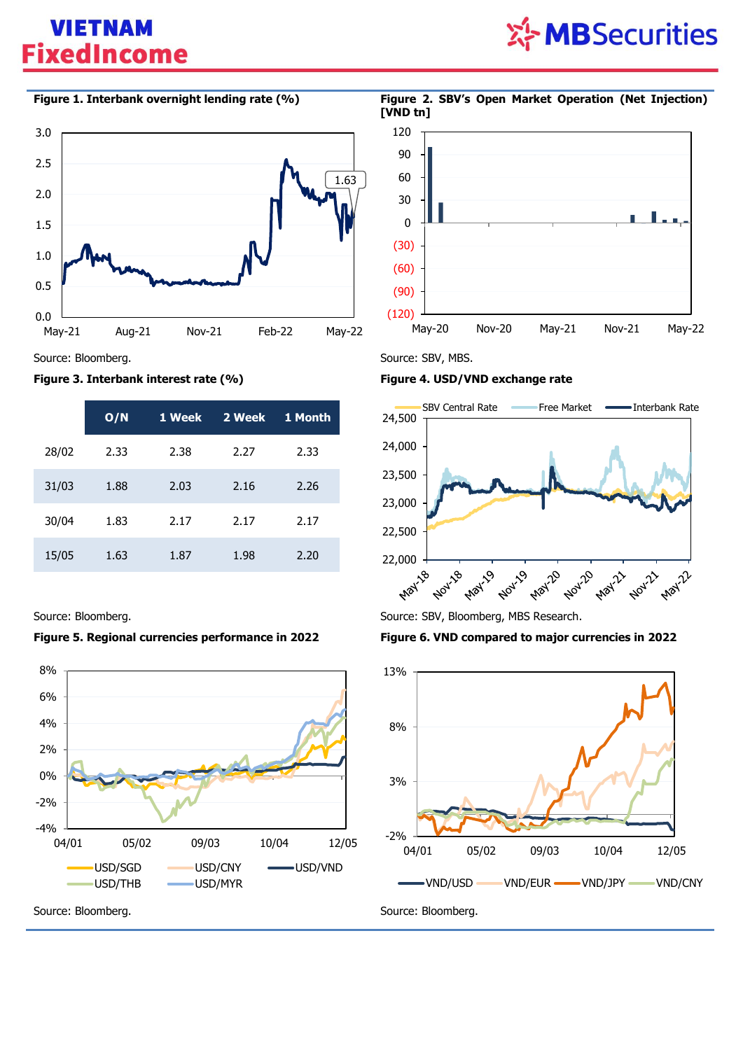**Figure 1. Interbank overnight lending rate (%)**

Source: Bloomberg.

**Figure 2. SBV's Open Market Operation (Net Injection) [VND tn]**

Source: SBV, MBS.

**Figure 3. Interbank interest rate (%)**

| | O/N | 1 Week | 2 Week | 1 Month |
|---|---|---|---|---|
| 28/02 | 2.33 | 2.38 | 2.27 | 2.33 |
| 31/03 | 1.88 | 2.03 | 2.16 | 2.26 |
| 30/04 | 1.83 | 2.17 | 2.17 | 2.17 |
| 15/05 | 1.63 | 1.87 | 1.98 | 2.20 |

Source: Bloomberg.

**Figure 4. USD/VND exchange rate**

Source: SBV, Bloomberg, MBS Research.

**Figure 5. Regional currencies performance in 2022**

Source: Bloomberg.

**Figure 6. VND compared to major currencies in 2022**

Source: Bloomberg.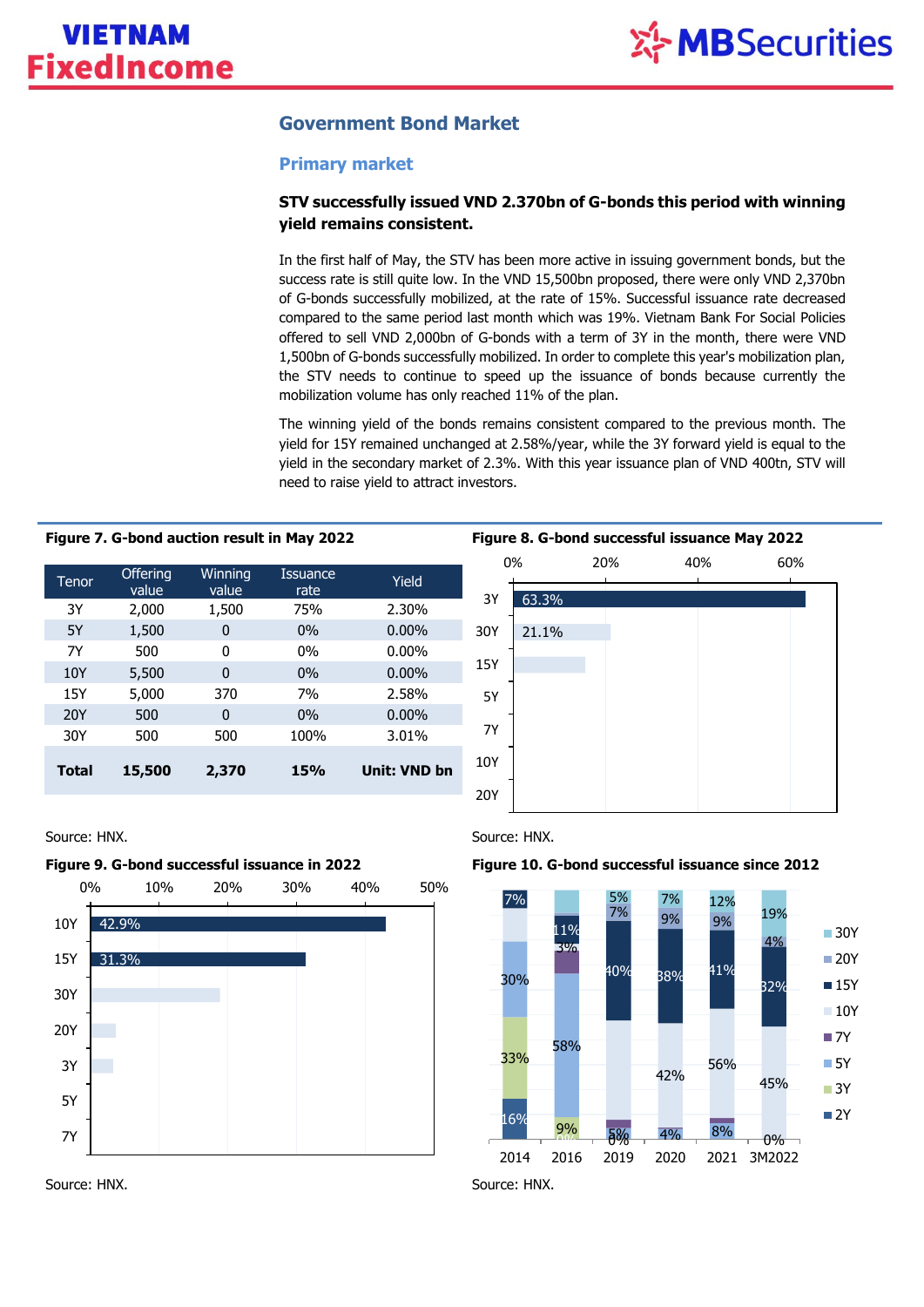## Government Bond Market

### Primary market

**STV successfully issued VND 2.370bn of G-bonds this period with winning yield remains consistent.**

In the first half of May, the STV has been more active in issuing government bonds, but the success rate is still quite low. In the VND 15,500bn proposed, there were only VND 2,370bn of G-bonds successfully mobilized, at the rate of 15%. Successful issuance rate decreased compared to the same period last month which was 19%. Vietnam Bank For Social Policies offered to sell VND 2,000bn of G-bonds with a term of 3Y in the month, there were VND 1,500bn of G-bonds successfully mobilized. In order to complete this year's mobilization plan, the STV needs to continue to speed up the issuance of bonds because currently the mobilization volume has only reached 11% of the plan.

The winning yield of the bonds remains consistent compared to the previous month. The yield for 15Y remained unchanged at 2.58%/year, while the 3Y forward yield is equal to the yield in the secondary market of 2.3%. With this year issuance plan of VND 400tn, STV will need to raise yield to attract investors.

**Figure 7. G-bond auction result in May 2022**

| Tenor | Offering value | Winning value | Issuance rate | Yield |
|---|---|---|---|---|
| 3Y | 2,000 | 1,500 | 75% | 2.30% |
| 5Y | 1,500 | 0 | 0% | 0.00% |
| 7Y | 500 | 0 | 0% | 0.00% |
| 10Y | 5,500 | 0 | 0% | 0.00% |
| 15Y | 5,000 | 370 | 7% | 2.58% |
| 20Y | 500 | 0 | 0% | 0.00% |
| 30Y | 500 | 500 | 100% | 3.01% |
| **Total** | **15,500** | **2,370** | **15%** | **Unit: VND bn** |

Source: HNX.

**Figure 8. G-bond successful issuance May 2022**

| Tenor | Share |
|---|---|
| 3Y | 63.3% |
| 30Y | 21.1% |
| 15Y | |
| 5Y | |
| 7Y | |
| 10Y | |
| 20Y | |

Source: HNX.

**Figure 9. G-bond successful issuance in 2022**

| Tenor | Share |
|---|---|
| 10Y | 42.9% |
| 15Y | 31.3% |
| 30Y | |
| 20Y | |
| 3Y | |
| 5Y | |
| 7Y | |

Source: HNX.

**Figure 10. G-bond successful issuance since 2012**

| | 2014 | 2016 | 2019 | 2020 | 2021 | 3M2022 |
|---|---|---|---|---|---|---|
| 30Y | | | 5% | 7% | 12% | 19% |
| 20Y | | | 7% | 9% | 9% | 4% |
| 15Y | 7% | 11% | 40% | 38% | 41% | 32% |
| 10Y | | | | 42% | 56% | 45% |
| 7Y | | 3% | | | | |
| 5Y | 30% | 58% | 5% | 4% | 8% | |
| 3Y | 33% | 9% | | | | 0% |
| 2Y | 16% | 0% | 0% | | | |

Source: HNX.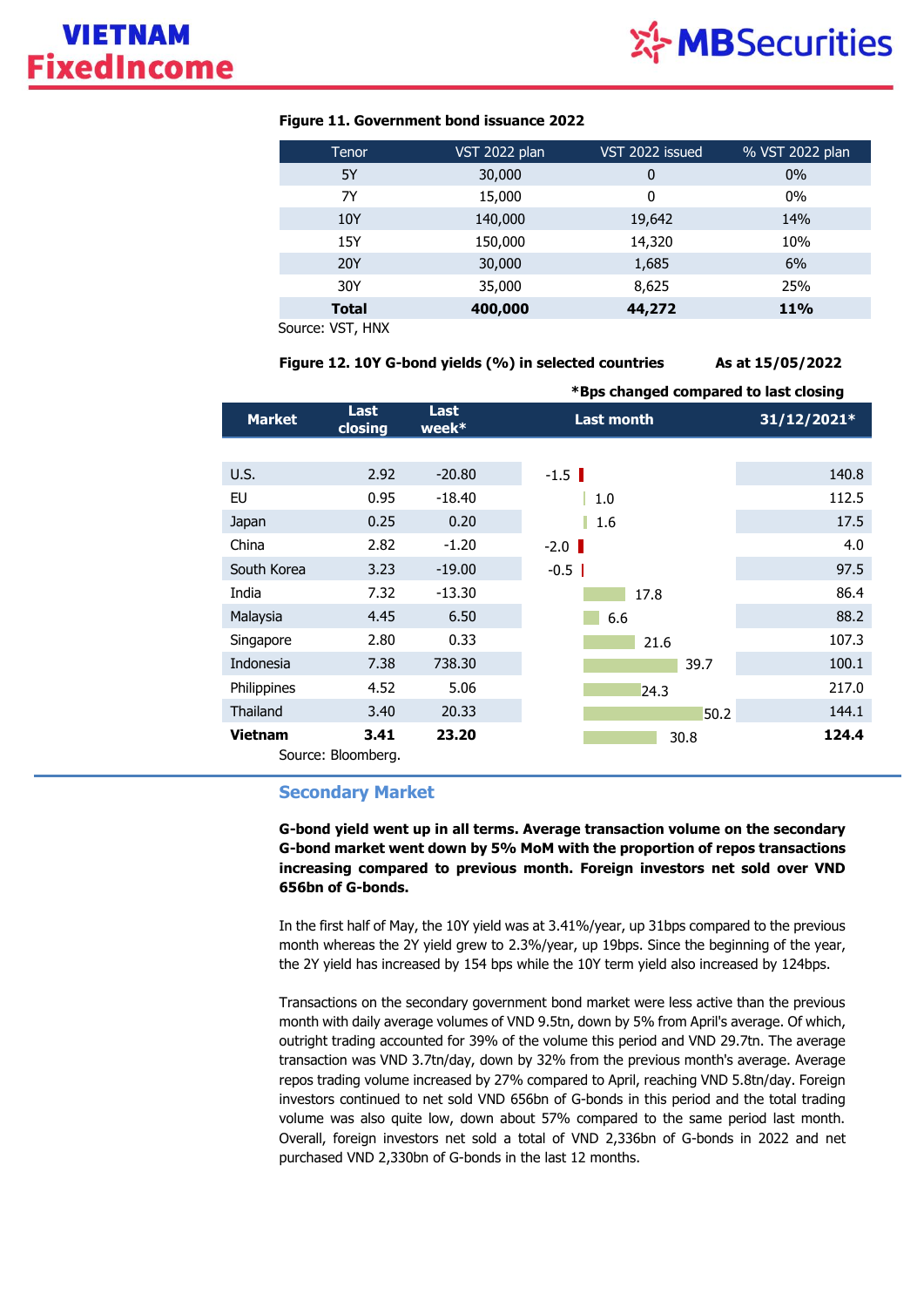**Figure 11. Government bond issuance 2022**

| Tenor | VST 2022 plan | VST 2022 issued | % VST 2022 plan |
|---|---|---|---|
| 5Y | 30,000 | 0 | 0% |
| 7Y | 15,000 | 0 | 0% |
| 10Y | 140,000 | 19,642 | 14% |
| 15Y | 150,000 | 14,320 | 10% |
| 20Y | 30,000 | 1,685 | 6% |
| 30Y | 35,000 | 8,625 | 25% |
| **Total** | **400,000** | **44,272** | **11%** |

Source: VST, HNX

**Figure 12. 10Y G-bond yields (%) in selected countries** **As at 15/05/2022**

***Bps changed compared to last closing**

| Market | Last closing | Last week* | Last month | 31/12/2021* |
|---|---|---|---|---|
| U.S. | 2.92 | -20.80 | -1.5 | 140.8 |
| EU | 0.95 | -18.40 | 1.0 | 112.5 |
| Japan | 0.25 | 0.20 | 1.6 | 17.5 |
| China | 2.82 | -1.20 | -2.0 | 4.0 |
| South Korea | 3.23 | -19.00 | -0.5 | 97.5 |
| India | 7.32 | -13.30 | 17.8 | 86.4 |
| Malaysia | 4.45 | 6.50 | 6.6 | 88.2 |
| Singapore | 2.80 | 0.33 | 21.6 | 107.3 |
| Indonesia | 7.38 | 738.30 | 39.7 | 100.1 |
| Philippines | 4.52 | 5.06 | 24.3 | 217.0 |
| Thailand | 3.40 | 20.33 | 50.2 | 144.1 |
| **Vietnam** | **3.41** | **23.20** | 30.8 | **124.4** |

Source: Bloomberg.

## Secondary Market

**G-bond yield went up in all terms. Average transaction volume on the secondary G-bond market went down by 5% MoM with the proportion of repos transactions increasing compared to previous month. Foreign investors net sold over VND 656bn of G-bonds.**

In the first half of May, the 10Y yield was at 3.41%/year, up 31bps compared to the previous month whereas the 2Y yield grew to 2.3%/year, up 19bps. Since the beginning of the year, the 2Y yield has increased by 154 bps while the 10Y term yield also increased by 124bps.

Transactions on the secondary government bond market were less active than the previous month with daily average volumes of VND 9.5tn, down by 5% from April's average. Of which, outright trading accounted for 39% of the volume this period and VND 29.7tn. The average transaction was VND 3.7tn/day, down by 32% from the previous month's average. Average repos trading volume increased by 27% compared to April, reaching VND 5.8tn/day. Foreign investors continued to net sold VND 656bn of G-bonds in this period and the total trading volume was also quite low, down about 57% compared to the same period last month. Overall, foreign investors net sold a total of VND 2,336bn of G-bonds in 2022 and net purchased VND 2,330bn of G-bonds in the last 12 months.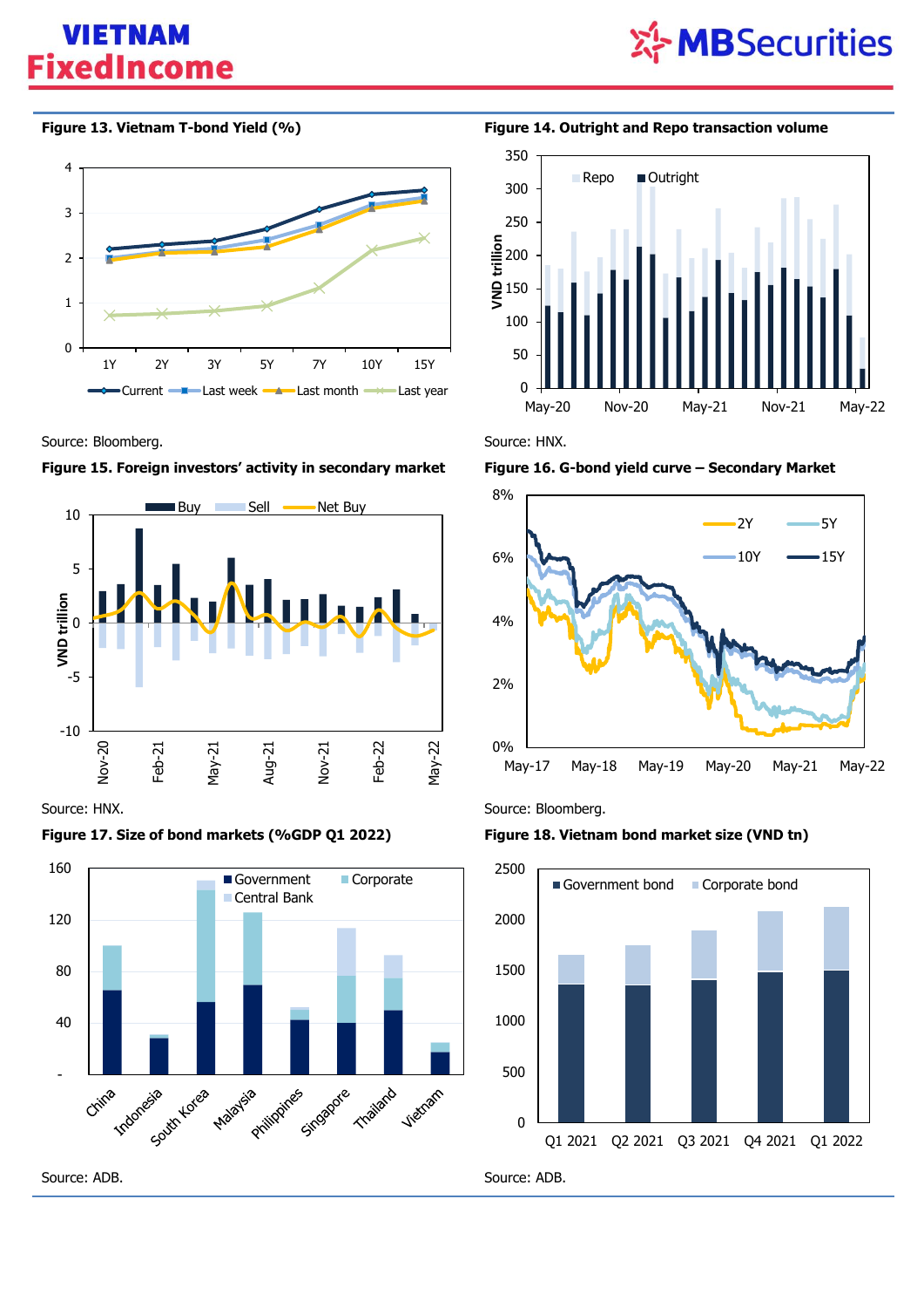**Figure 13. Vietnam T-bond Yield (%)**

Source: Bloomberg.

**Figure 14. Outright and Repo transaction volume**

Source: HNX.

**Figure 15. Foreign investors' activity in secondary market**

Source: HNX.

**Figure 16. G-bond yield curve – Secondary Market**

Source: Bloomberg.

**Figure 17. Size of bond markets (%GDP Q1 2022)**

Source: ADB.

**Figure 18. Vietnam bond market size (VND tn)**

Source: ADB.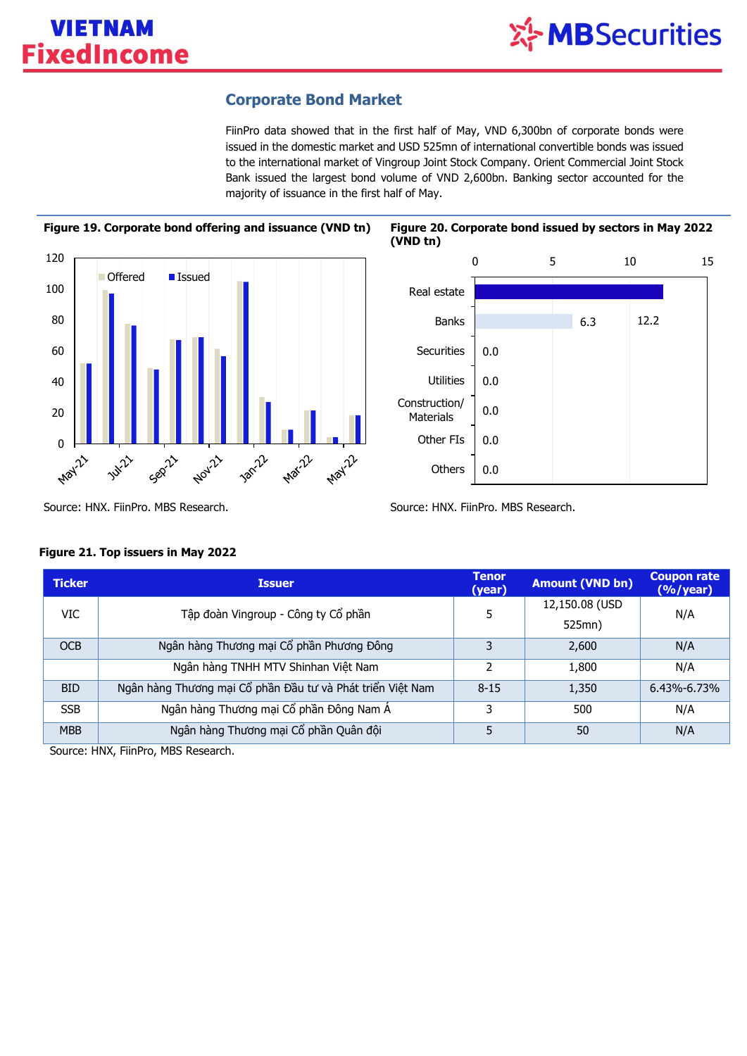## Corporate Bond Market

FiinPro data showed that in the first half of May, VND 6,300bn of corporate bonds were issued in the domestic market and USD 525mn of international convertible bonds was issued to the international market of Vingroup Joint Stock Company. Orient Commercial Joint Stock Bank issued the largest bond volume of VND 2,600bn. Banking sector accounted for the majority of issuance in the first half of May.

**Figure 19. Corporate bond offering and issuance (VND tn)**

Source: HNX. FiinPro. MBS Research.

**Figure 20. Corporate bond issued by sectors in May 2022 (VND tn)**

| Sector | VND tn |
|---|---|
| Real estate | 12.2 |
| Banks | 6.3 |
| Securities | 0.0 |
| Utilities | 0.0 |
| Construction/ Materials | 0.0 |
| Other FIs | 0.0 |
| Others | 0.0 |

Source: HNX. FiinPro. MBS Research.

**Figure 21. Top issuers in May 2022**

| Ticker | Issuer | Tenor (year) | Amount (VND bn) | Coupon rate (%/year) |
|---|---|---|---|---|
| VIC | Tập đoàn Vingroup - Công ty Cổ phần | 5 | 12,150.08 (USD 525mn) | N/A |
| OCB | Ngân hàng Thương mại Cổ phần Phương Đông | 3 | 2,600 | N/A |
| | Ngân hàng TNHH MTV Shinhan Việt Nam | 2 | 1,800 | N/A |
| BID | Ngân hàng Thương mại Cổ phần Đầu tư và Phát triển Việt Nam | 8-15 | 1,350 | 6.43%-6.73% |
| SSB | Ngân hàng Thương mại Cổ phần Đông Nam Á | 3 | 500 | N/A |
| MBB | Ngân hàng Thương mại Cổ phần Quân đội | 5 | 50 | N/A |

Source: HNX, FiinPro, MBS Research.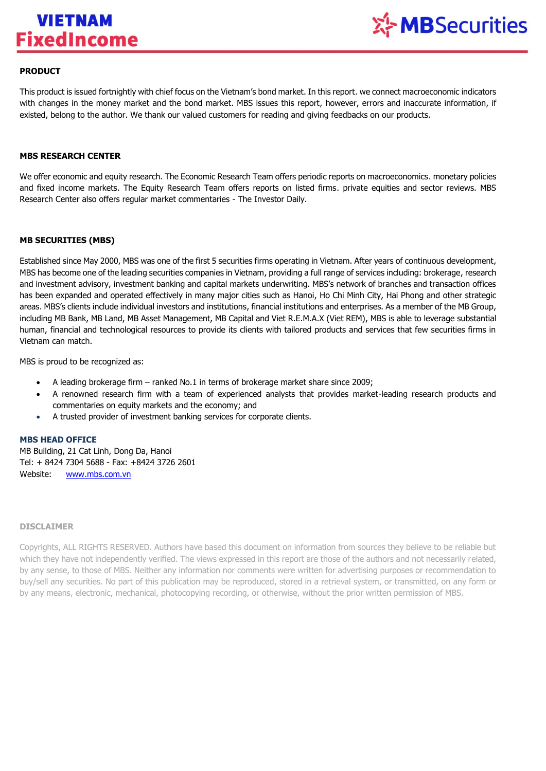## PRODUCT

This product is issued fortnightly with chief focus on the Vietnam's bond market. In this report. we connect macroeconomic indicators with changes in the money market and the bond market. MBS issues this report, however, errors and inaccurate information, if existed, belong to the author. We thank our valued customers for reading and giving feedbacks on our products.

## MBS RESEARCH CENTER

We offer economic and equity research. The Economic Research Team offers periodic reports on macroeconomics. monetary policies and fixed income markets. The Equity Research Team offers reports on listed firms. private equities and sector reviews. MBS Research Center also offers regular market commentaries - The Investor Daily.

## MB SECURITIES (MBS)

Established since May 2000, MBS was one of the first 5 securities firms operating in Vietnam. After years of continuous development, MBS has become one of the leading securities companies in Vietnam, providing a full range of services including: brokerage, research and investment advisory, investment banking and capital markets underwriting. MBS's network of branches and transaction offices has been expanded and operated effectively in many major cities such as Hanoi, Ho Chi Minh City, Hai Phong and other strategic areas. MBS's clients include individual investors and institutions, financial institutions and enterprises. As a member of the MB Group, including MB Bank, MB Land, MB Asset Management, MB Capital and Viet R.E.M.A.X (Viet REM), MBS is able to leverage substantial human, financial and technological resources to provide its clients with tailored products and services that few securities firms in Vietnam can match.

MBS is proud to be recognized as:

- A leading brokerage firm – ranked No.1 in terms of brokerage market share since 2009;
- A renowned research firm with a team of experienced analysts that provides market-leading research products and commentaries on equity markets and the economy; and
- A trusted provider of investment banking services for corporate clients.

**MBS HEAD OFFICE**
MB Building, 21 Cat Linh, Dong Da, Hanoi
Tel: + 8424 7304 5688 - Fax: +8424 3726 2601
Website: www.mbs.com.vn

## DISCLAIMER

Copyrights, ALL RIGHTS RESERVED. Authors have based this document on information from sources they believe to be reliable but which they have not independently verified. The views expressed in this report are those of the authors and not necessarily related, by any sense, to those of MBS. Neither any information nor comments were written for advertising purposes or recommendation to buy/sell any securities. No part of this publication may be reproduced, stored in a retrieval system, or transmitted, on any form or by any means, electronic, mechanical, photocopying recording, or otherwise, without the prior written permission of MBS.